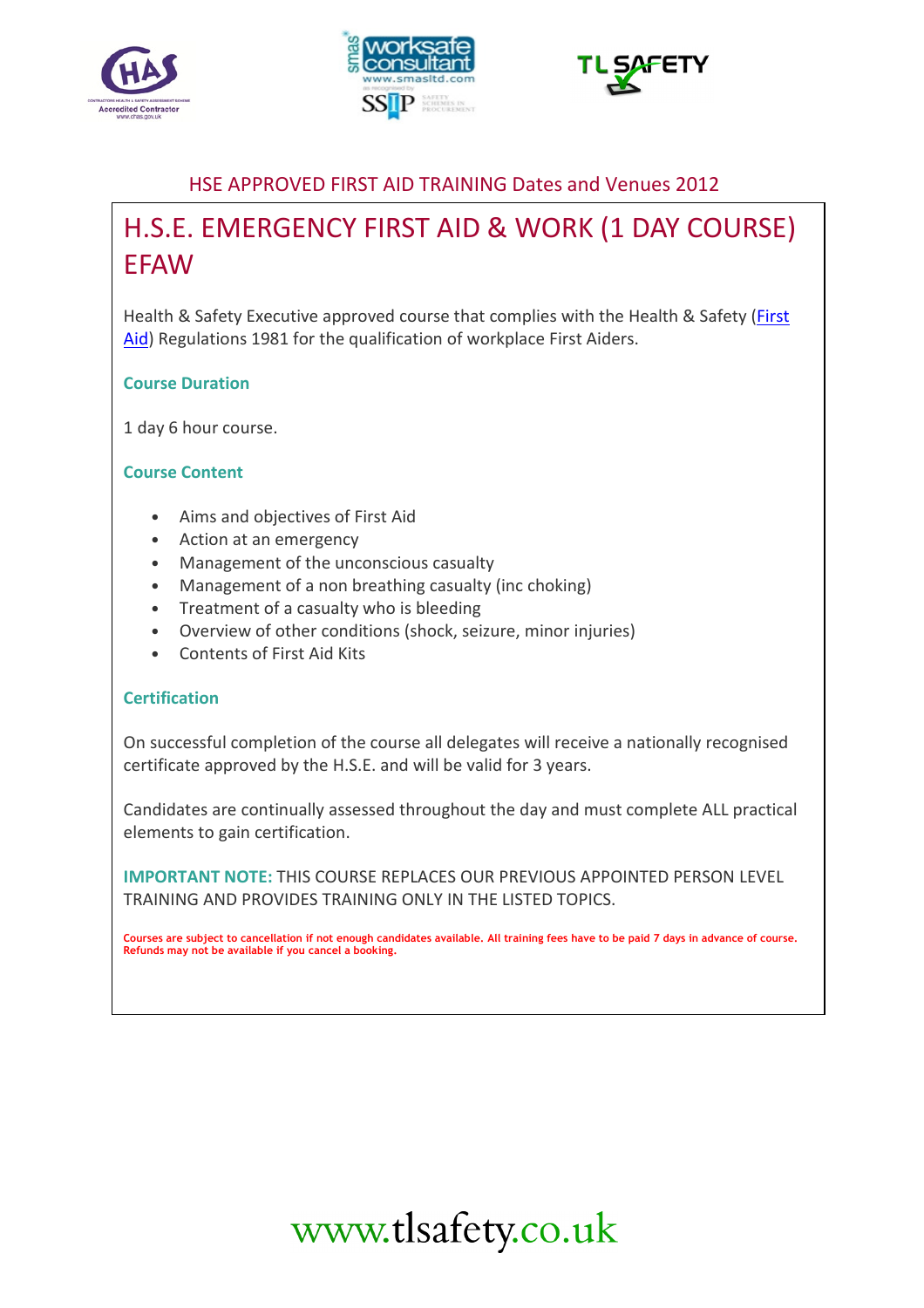HSE APPROVED FIRST AID TRAINING Dates and Venues 2012

# H.S.E. EMERGENCY FIRST AID & WORK (1 DAY COURSE) EFAW

Health & Safety Executive approved course that complies with the Health & Safety (First Aid) Regulations 1981 for the qualification of workplace First Aiders.

### Course Duration

1 day 6 hour course.

### Course Content

- Aims and objectives of First Aid
- Action at an emergency
- Management of the unconscious casualty
- Management of a non breathing casualty (inc choking)
- Treatment of a casualty who is bleeding
- Overview of other conditions (shock, seizure, minor injuries)
- Contents of First Aid Kits

### Certification

On successful completion of the course all delegates will receive a nationally recognised certificate approved by the H.S.E. and will be valid for 3 years.

Candidates are continually assessed throughout the day and must complete ALL practical elements to gain certification.

**IMPORTANT NOTE:** THIS COURSE REPLACES OUR PREVIOUS APPOINTED PERSON LEVEL TRAINING AND PROVIDES TRAINING ONLY IN THE LISTED TOPICS.

**Courses are subject to cancellation if not enough candidates available. All training fees have to be paid 7 days in advance of course. Refunds may not be available if you cancel a booking.**

www.tlsafety.co.uk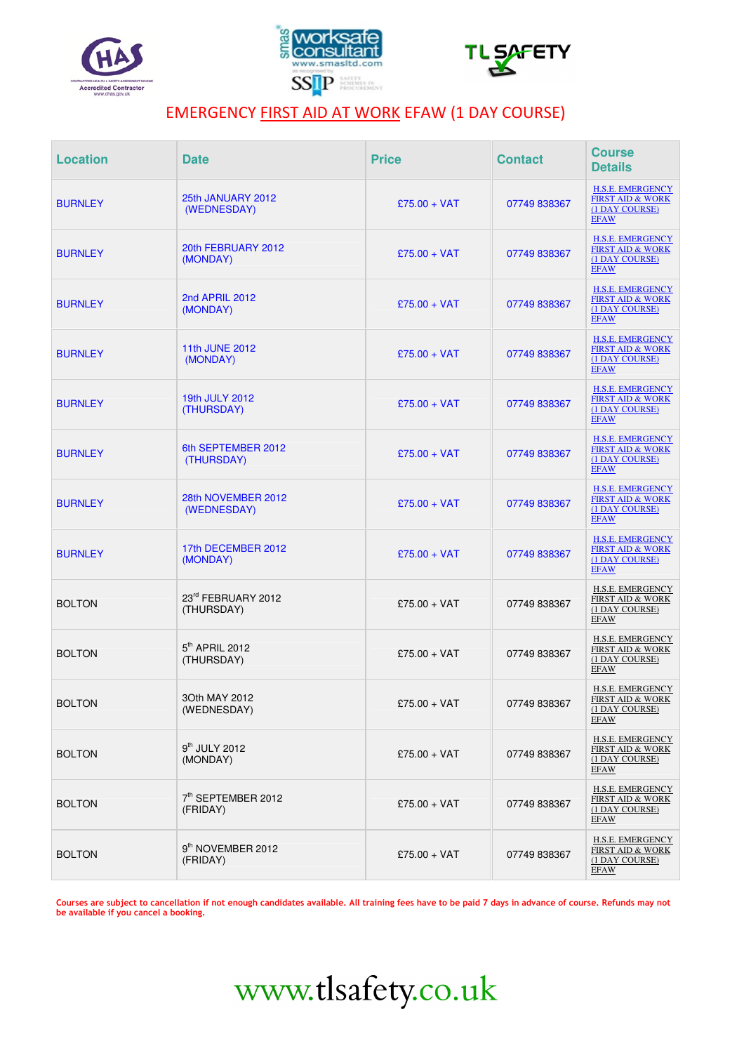# EMERGENCY FIRST AID AT WORK EFAW (1 DAY COURSE)

| Location | Date | Price | Contact | Course Details |
|---|---|---|---|---|
| BURNLEY | 25th JANUARY 2012 (WEDNESDAY) | £75.00 + VAT | 07749 838367 | H.S.E. EMERGENCY FIRST AID & WORK (1 DAY COURSE) EFAW |
| BURNLEY | 20th FEBRUARY 2012 (MONDAY) | £75.00 + VAT | 07749 838367 | H.S.E. EMERGENCY FIRST AID & WORK (1 DAY COURSE) EFAW |
| BURNLEY | 2nd APRIL 2012 (MONDAY) | £75.00 + VAT | 07749 838367 | H.S.E. EMERGENCY FIRST AID & WORK (1 DAY COURSE) EFAW |
| BURNLEY | 11th JUNE 2012 (MONDAY) | £75.00 + VAT | 07749 838367 | H.S.E. EMERGENCY FIRST AID & WORK (1 DAY COURSE) EFAW |
| BURNLEY | 19th JULY 2012 (THURSDAY) | £75.00 + VAT | 07749 838367 | H.S.E. EMERGENCY FIRST AID & WORK (1 DAY COURSE) EFAW |
| BURNLEY | 6th SEPTEMBER 2012 (THURSDAY) | £75.00 + VAT | 07749 838367 | H.S.E. EMERGENCY FIRST AID & WORK (1 DAY COURSE) EFAW |
| BURNLEY | 28th NOVEMBER 2012 (WEDNESDAY) | £75.00 + VAT | 07749 838367 | H.S.E. EMERGENCY FIRST AID & WORK (1 DAY COURSE) EFAW |
| BURNLEY | 17th DECEMBER 2012 (MONDAY) | £75.00 + VAT | 07749 838367 | H.S.E. EMERGENCY FIRST AID & WORK (1 DAY COURSE) EFAW |
| BOLTON | 23rd FEBRUARY 2012 (THURSDAY) | £75.00 + VAT | 07749 838367 | H.S.E. EMERGENCY FIRST AID & WORK (1 DAY COURSE) EFAW |
| BOLTON | 5th APRIL 2012 (THURSDAY) | £75.00 + VAT | 07749 838367 | H.S.E. EMERGENCY FIRST AID & WORK (1 DAY COURSE) EFAW |
| BOLTON | 3Oth MAY 2012 (WEDNESDAY) | £75.00 + VAT | 07749 838367 | H.S.E. EMERGENCY FIRST AID & WORK (1 DAY COURSE) EFAW |
| BOLTON | 9th JULY 2012 (MONDAY) | £75.00 + VAT | 07749 838367 | H.S.E. EMERGENCY FIRST AID & WORK (1 DAY COURSE) EFAW |
| BOLTON | 7th SEPTEMBER 2012 (FRIDAY) | £75.00 + VAT | 07749 838367 | H.S.E. EMERGENCY FIRST AID & WORK (1 DAY COURSE) EFAW |
| BOLTON | 9th NOVEMBER 2012 (FRIDAY) | £75.00 + VAT | 07749 838367 | H.S.E. EMERGENCY FIRST AID & WORK (1 DAY COURSE) EFAW |

**Courses are subject to cancellation if not enough candidates available. All training fees have to be paid 7 days in advance of course. Refunds may not be available if you cancel a booking.**

www.tlsafety.co.uk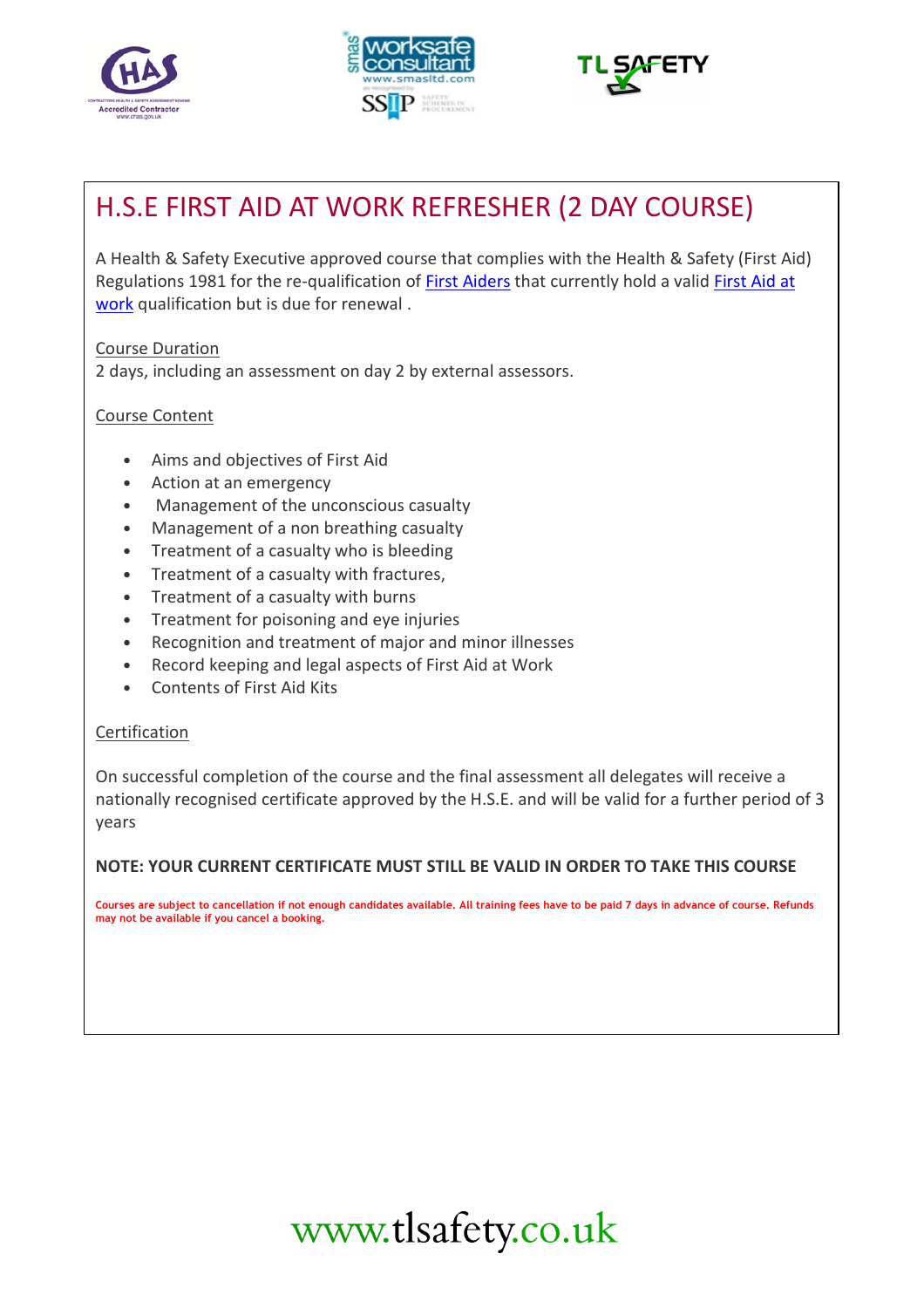# H.S.E FIRST AID AT WORK REFRESHER (2 DAY COURSE)

A Health & Safety Executive approved course that complies with the Health & Safety (First Aid) Regulations 1981 for the re-qualification of First Aiders that currently hold a valid First Aid at work qualification but is due for renewal .

Course Duration

2 days, including an assessment on day 2 by external assessors.

Course Content

- Aims and objectives of First Aid
- Action at an emergency
- Management of the unconscious casualty
- Management of a non breathing casualty
- Treatment of a casualty who is bleeding
- Treatment of a casualty with fractures,
- Treatment of a casualty with burns
- Treatment for poisoning and eye injuries
- Recognition and treatment of major and minor illnesses
- Record keeping and legal aspects of First Aid at Work
- Contents of First Aid Kits

Certification

On successful completion of the course and the final assessment all delegates will receive a nationally recognised certificate approved by the H.S.E. and will be valid for a further period of 3 years

**NOTE: YOUR CURRENT CERTIFICATE MUST STILL BE VALID IN ORDER TO TAKE THIS COURSE**

**Courses are subject to cancellation if not enough candidates available. All training fees have to be paid 7 days in advance of course. Refunds may not be available if you cancel a booking.**

www.tlsafety.co.uk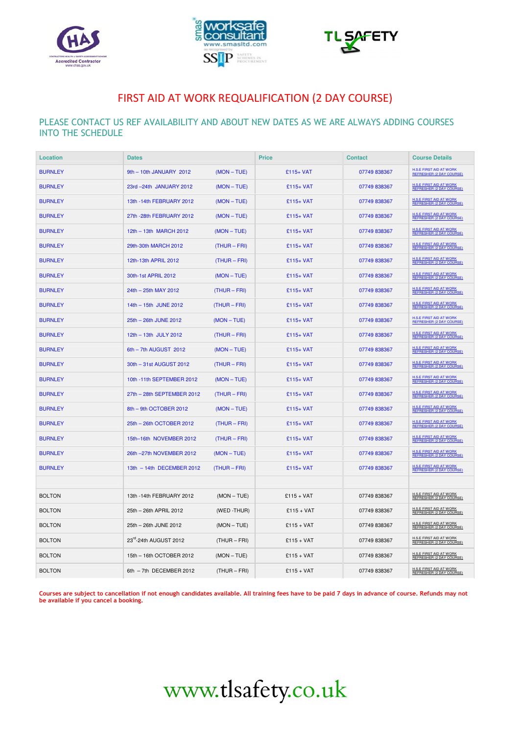# FIRST AID AT WORK REQUALIFICATION (2 DAY COURSE)

PLEASE CONTACT US REF AVAILABILITY AND ABOUT NEW DATES AS WE ARE ALWAYS ADDING COURSES INTO THE SCHEDULE

| Location | Dates | | Price | Contact | Course Details |
|---|---|---|---|---|---|
| BURNLEY | 9th – 10th JANUARY 2012 | (MON – TUE) | £115+ VAT | 07749 838367 | H.S.E FIRST AID AT WORK REFRESHER (2 DAY COURSE) |
| BURNLEY | 23rd –24th JANUARY 2012 | (MON – TUE) | £115+ VAT | 07749 838367 | H.S.E FIRST AID AT WORK REFRESHER (2 DAY COURSE) |
| BURNLEY | 13th -14th FEBRUARY 2012 | (MON – TUE) | £115+ VAT | 07749 838367 | H.S.E FIRST AID AT WORK REFRESHER (2 DAY COURSE) |
| BURNLEY | 27th -28th FEBRUARY 2012 | (MON – TUE) | £115+ VAT | 07749 838367 | H.S.E FIRST AID AT WORK REFRESHER (2 DAY COURSE) |
| BURNLEY | 12th – 13th MARCH 2012 | (MON – TUE) | £115+ VAT | 07749 838367 | H.S.E FIRST AID AT WORK REFRESHER (2 DAY COURSE) |
| BURNLEY | 29th-30th MARCH 2012 | (THUR – FRI) | £115+ VAT | 07749 838367 | H.S.E FIRST AID AT WORK REFRESHER (2 DAY COURSE) |
| BURNLEY | 12th-13th APRIL 2012 | (THUR – FRI) | £115+ VAT | 07749 838367 | H.S.E FIRST AID AT WORK REFRESHER (2 DAY COURSE) |
| BURNLEY | 30th-1st APRIL 2012 | (MON – TUE) | £115+ VAT | 07749 838367 | H.S.E FIRST AID AT WORK REFRESHER (2 DAY COURSE) |
| BURNLEY | 24th – 25th MAY 2012 | (THUR – FRI) | £115+ VAT | 07749 838367 | H.S.E FIRST AID AT WORK REFRESHER (2 DAY COURSE) |
| BURNLEY | 14th – 15th JUNE 2012 | (THUR – FRI) | £115+ VAT | 07749 838367 | H.S.E FIRST AID AT WORK REFRESHER (2 DAY COURSE) |
| BURNLEY | 25th – 26th JUNE 2012 | (MON – TUE) | £115+ VAT | 07749 838367 | H.S.E FIRST AID AT WORK REFRESHER (2 DAY COURSE) |
| BURNLEY | 12th – 13th JULY 2012 | (THUR – FRI) | £115+ VAT | 07749 838367 | H.S.E FIRST AID AT WORK REFRESHER (2 DAY COURSE) |
| BURNLEY | 6th – 7th AUGUST 2012 | (MON – TUE) | £115+ VAT | 07749 838367 | H.S.E FIRST AID AT WORK REFRESHER (2 DAY COURSE) |
| BURNLEY | 30th – 31st AUGUST 2012 | (THUR – FRI) | £115+ VAT | 07749 838367 | H.S.E FIRST AID AT WORK REFRESHER (2 DAY COURSE) |
| BURNLEY | 10th -11th SEPTEMBER 2012 | (MON – TUE) | £115+ VAT | 07749 838367 | H.S.E FIRST AID AT WORK REFRESHER (2 DAY COURSE) |
| BURNLEY | 27th – 28th SEPTEMBER 2012 | (THUR – FRI) | £115+ VAT | 07749 838367 | H.S.E FIRST AID AT WORK REFRESHER (2 DAY COURSE) |
| BURNLEY | 8th – 9th OCTOBER 2012 | (MON – TUE) | £115+ VAT | 07749 838367 | H.S.E FIRST AID AT WORK REFRESHER (2 DAY COURSE) |
| BURNLEY | 25th – 26th OCTOBER 2012 | (THUR – FRI) | £115+ VAT | 07749 838367 | H.S.E FIRST AID AT WORK REFRESHER (2 DAY COURSE) |
| BURNLEY | 15th–16th NOVEMBER 2012 | (THUR – FRI) | £115+ VAT | 07749 838367 | H.S.E FIRST AID AT WORK REFRESHER (2 DAY COURSE) |
| BURNLEY | 26th –27th NOVEMBER 2012 | (MON – TUE) | £115+ VAT | 07749 838367 | H.S.E FIRST AID AT WORK REFRESHER (2 DAY COURSE) |
| BURNLEY | 13th – 14th DECEMBER 2012 | (THUR – FRI) | £115+ VAT | 07749 838367 | H.S.E FIRST AID AT WORK REFRESHER (2 DAY COURSE) |
| | | | | | |
| BOLTON | 13th -14th FEBRUARY 2012 | (MON – TUE) | £115 + VAT | 07749 838367 | H.S.E FIRST AID AT WORK REFRESHER (2 DAY COURSE) |
| BOLTON | 25th – 26th APRIL 2012 | (WED -THUR) | £115 + VAT | 07749 838367 | H.S.E FIRST AID AT WORK REFRESHER (2 DAY COURSE) |
| BOLTON | 25th – 26th JUNE 2012 | (MON – TUE) | £115 + VAT | 07749 838367 | H.S.E FIRST AID AT WORK REFRESHER (2 DAY COURSE) |
| BOLTON | 23rd-24th AUGUST 2012 | (THUR – FRI) | £115 + VAT | 07749 838367 | H.S.E FIRST AID AT WORK REFRESHER (2 DAY COURSE) |
| BOLTON | 15th – 16th OCTOBER 2012 | (MON – TUE) | £115 + VAT | 07749 838367 | H.S.E FIRST AID AT WORK REFRESHER (2 DAY COURSE) |
| BOLTON | 6th – 7th DECEMBER 2012 | (THUR – FRI) | £115 + VAT | 07749 838367 | H.S.E FIRST AID AT WORK REFRESHER (2 DAY COURSE) |

**Courses are subject to cancellation if not enough candidates available. All training fees have to be paid 7 days in advance of course. Refunds may not be available if you cancel a booking.**

www.tlsafety.co.uk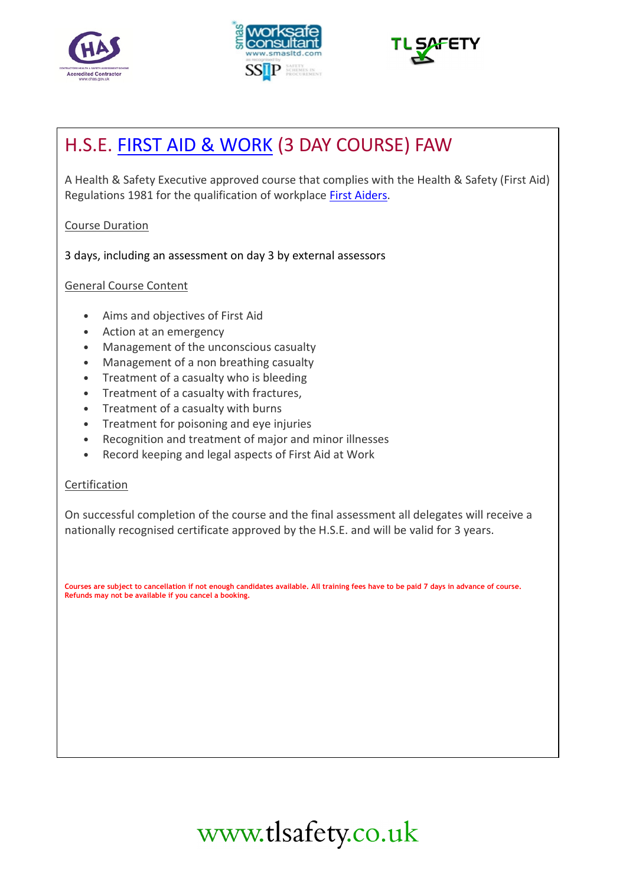# H.S.E. FIRST AID & WORK (3 DAY COURSE) FAW

A Health & Safety Executive approved course that complies with the Health & Safety (First Aid) Regulations 1981 for the qualification of workplace First Aiders.

Course Duration

3 days, including an assessment on day 3 by external assessors

General Course Content

- Aims and objectives of First Aid
- Action at an emergency
- Management of the unconscious casualty
- Management of a non breathing casualty
- Treatment of a casualty who is bleeding
- Treatment of a casualty with fractures,
- Treatment of a casualty with burns
- Treatment for poisoning and eye injuries
- Recognition and treatment of major and minor illnesses
- Record keeping and legal aspects of First Aid at Work

Certification

On successful completion of the course and the final assessment all delegates will receive a nationally recognised certificate approved by the H.S.E. and will be valid for 3 years.

**Courses are subject to cancellation if not enough candidates available. All training fees have to be paid 7 days in advance of course. Refunds may not be available if you cancel a booking.**

www.tlsafety.co.uk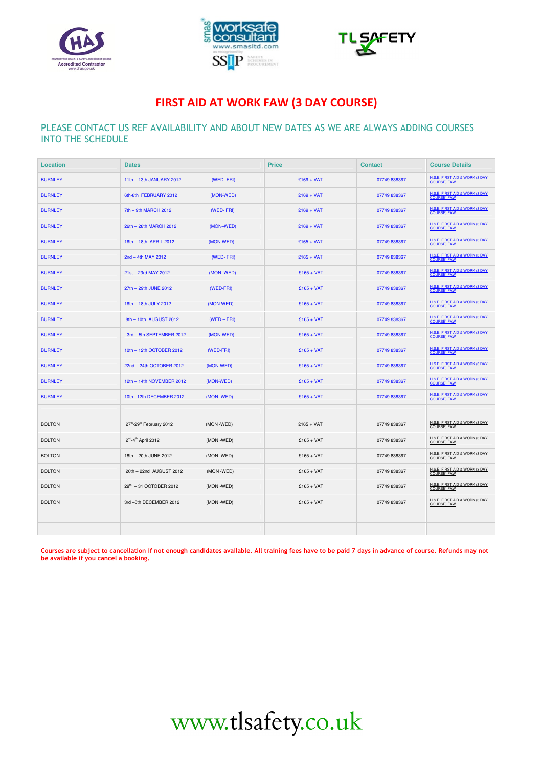# FIRST AID AT WORK FAW (3 DAY COURSE)

PLEASE CONTACT US REF AVAILABILITY AND ABOUT NEW DATES AS WE ARE ALWAYS ADDING COURSES INTO THE SCHEDULE

| Location | Dates | | Price | Contact | Course Details |
|---|---|---|---|---|---|
| BURNLEY | 11th – 13th JANUARY 2012 | (WED- FRI) | £169 + VAT | 07749 838367 | H.S.E. FIRST AID & WORK (3 DAY COURSE) FAW |
| BURNLEY | 6th-8th FEBRUARY 2012 | (MON-WED) | £169 + VAT | 07749 838367 | H.S.E. FIRST AID & WORK (3 DAY COURSE) FAW |
| BURNLEY | 7th – 9th MARCH 2012 | (WED- FRI) | £169 + VAT | 07749 838367 | H.S.E. FIRST AID & WORK (3 DAY COURSE) FAW |
| BURNLEY | 26th – 28th MARCH 2012 | (MON–WED) | £169 + VAT | 07749 838367 | H.S.E. FIRST AID & WORK (3 DAY COURSE) FAW |
| BURNLEY | 16th – 18th APRIL 2012 | (MON-WED) | £165 + VAT | 07749 838367 | H.S.E. FIRST AID & WORK (3 DAY COURSE) FAW |
| BURNLEY | 2nd – 4th MAY 2012 | (WED- FRI) | £165 + VAT | 07749 838367 | H.S.E. FIRST AID & WORK (3 DAY COURSE) FAW |
| BURNLEY | 21st – 23rd MAY 2012 | (MON -WED) | £165 + VAT | 07749 838367 | H.S.E. FIRST AID & WORK (3 DAY COURSE) FAW |
| BURNLEY | 27th – 29th JUNE 2012 | (WED-FRI) | £165 + VAT | 07749 838367 | H.S.E. FIRST AID & WORK (3 DAY COURSE) FAW |
| BURNLEY | 16th – 18th JULY 2012 | (MON-WED) | £165 + VAT | 07749 838367 | H.S.E. FIRST AID & WORK (3 DAY COURSE) FAW |
| BURNLEY | 8th – 10th AUGUST 2012 | (WED – FRI) | £165 + VAT | 07749 838367 | H.S.E. FIRST AID & WORK (3 DAY COURSE) FAW |
| BURNLEY | 3rd – 5th SEPTEMBER 2012 | (MON-WED) | £165 + VAT | 07749 838367 | H.S.E. FIRST AID & WORK (3 DAY COURSE) FAW |
| BURNLEY | 10th – 12th OCTOBER 2012 | (WED-FRI) | £165 + VAT | 07749 838367 | H.S.E. FIRST AID & WORK (3 DAY COURSE) FAW |
| BURNLEY | 22nd – 24th OCTOBER 2012 | (MON-WED) | £165 + VAT | 07749 838367 | H.S.E. FIRST AID & WORK (3 DAY COURSE) FAW |
| BURNLEY | 12th – 14th NOVEMBER 2012 | (MON-WED) | £165 + VAT | 07749 838367 | H.S.E. FIRST AID & WORK (3 DAY COURSE) FAW |
| BURNLEY | 10th –12th DECEMBER 2012 | (MON -WED) | £165 + VAT | 07749 838367 | H.S.E. FIRST AID & WORK (3 DAY COURSE) FAW |
| | | | | | |
| BOLTON | 27th-29th February 2012 | (MON -WED) | £165 + VAT | 07749 838367 | H.S.E. FIRST AID & WORK (3 DAY COURSE) FAW |
| BOLTON | 2nd-4th April 2012 | (MON -WED) | £165 + VAT | 07749 838367 | H.S.E. FIRST AID & WORK (3 DAY COURSE) FAW |
| BOLTON | 18th – 20th JUNE 2012 | (MON -WED) | £165 + VAT | 07749 838367 | H.S.E. FIRST AID & WORK (3 DAY COURSE) FAW |
| BOLTON | 20th – 22nd AUGUST 2012 | (MON -WED) | £165 + VAT | 07749 838367 | H.S.E. FIRST AID & WORK (3 DAY COURSE) FAW |
| BOLTON | 29th – 31 OCTOBER 2012 | (MON -WED) | £165 + VAT | 07749 838367 | H.S.E. FIRST AID & WORK (3 DAY COURSE) FAW |
| BOLTON | 3rd –5th DECEMBER 2012 | (MON -WED) | £165 + VAT | 07749 838367 | H.S.E. FIRST AID & WORK (3 DAY COURSE) FAW |
| | | | | | |
| | | | | | |

**Courses are subject to cancellation if not enough candidates available. All training fees have to be paid 7 days in advance of course. Refunds may not be available if you cancel a booking.**

www.tlsafety.co.uk